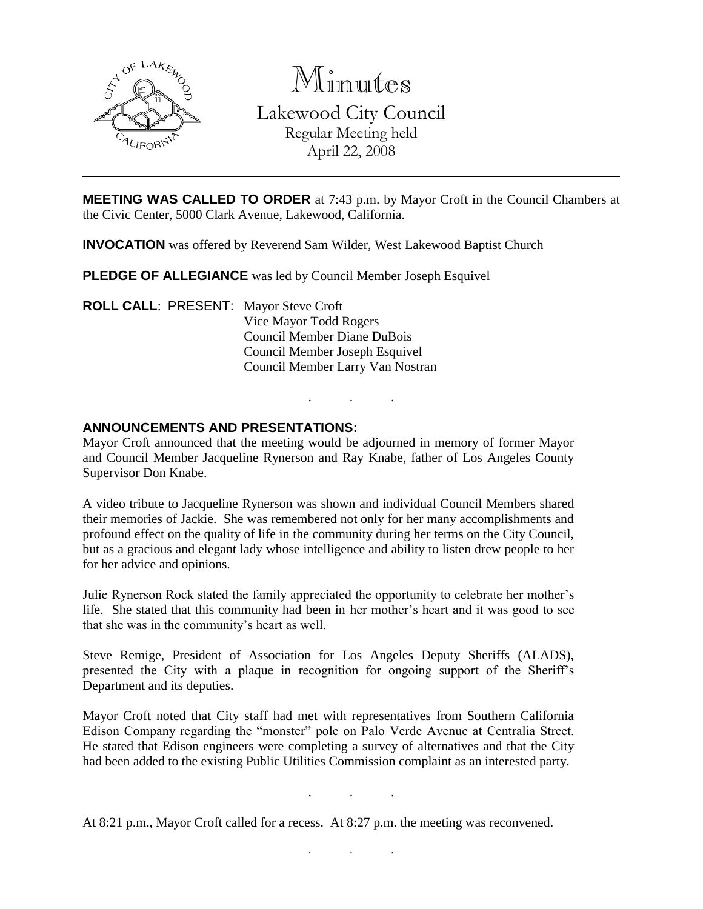# Minutes

## Lakewood City Council

Regular Meeting held
April 22, 2008

**MEETING WAS CALLED TO ORDER** at 7:43 p.m. by Mayor Croft in the Council Chambers at the Civic Center, 5000 Clark Avenue, Lakewood, California.

**INVOCATION** was offered by Reverend Sam Wilder, West Lakewood Baptist Church

**PLEDGE OF ALLEGIANCE** was led by Council Member Joseph Esquivel

**ROLL CALL**: PRESENT: Mayor Steve Croft
Vice Mayor Todd Rogers
Council Member Diane DuBois
Council Member Joseph Esquivel
Council Member Larry Van Nostran

. . .

**ANNOUNCEMENTS AND PRESENTATIONS:**

Mayor Croft announced that the meeting would be adjourned in memory of former Mayor and Council Member Jacqueline Rynerson and Ray Knabe, father of Los Angeles County Supervisor Don Knabe.

A video tribute to Jacqueline Rynerson was shown and individual Council Members shared their memories of Jackie. She was remembered not only for her many accomplishments and profound effect on the quality of life in the community during her terms on the City Council, but as a gracious and elegant lady whose intelligence and ability to listen drew people to her for her advice and opinions.

Julie Rynerson Rock stated the family appreciated the opportunity to celebrate her mother's life. She stated that this community had been in her mother's heart and it was good to see that she was in the community's heart as well.

Steve Remige, President of Association for Los Angeles Deputy Sheriffs (ALADS), presented the City with a plaque in recognition for ongoing support of the Sheriff's Department and its deputies.

Mayor Croft noted that City staff had met with representatives from Southern California Edison Company regarding the "monster" pole on Palo Verde Avenue at Centralia Street. He stated that Edison engineers were completing a survey of alternatives and that the City had been added to the existing Public Utilities Commission complaint as an interested party.

. . .

At 8:21 p.m., Mayor Croft called for a recess. At 8:27 p.m. the meeting was reconvened.

. . .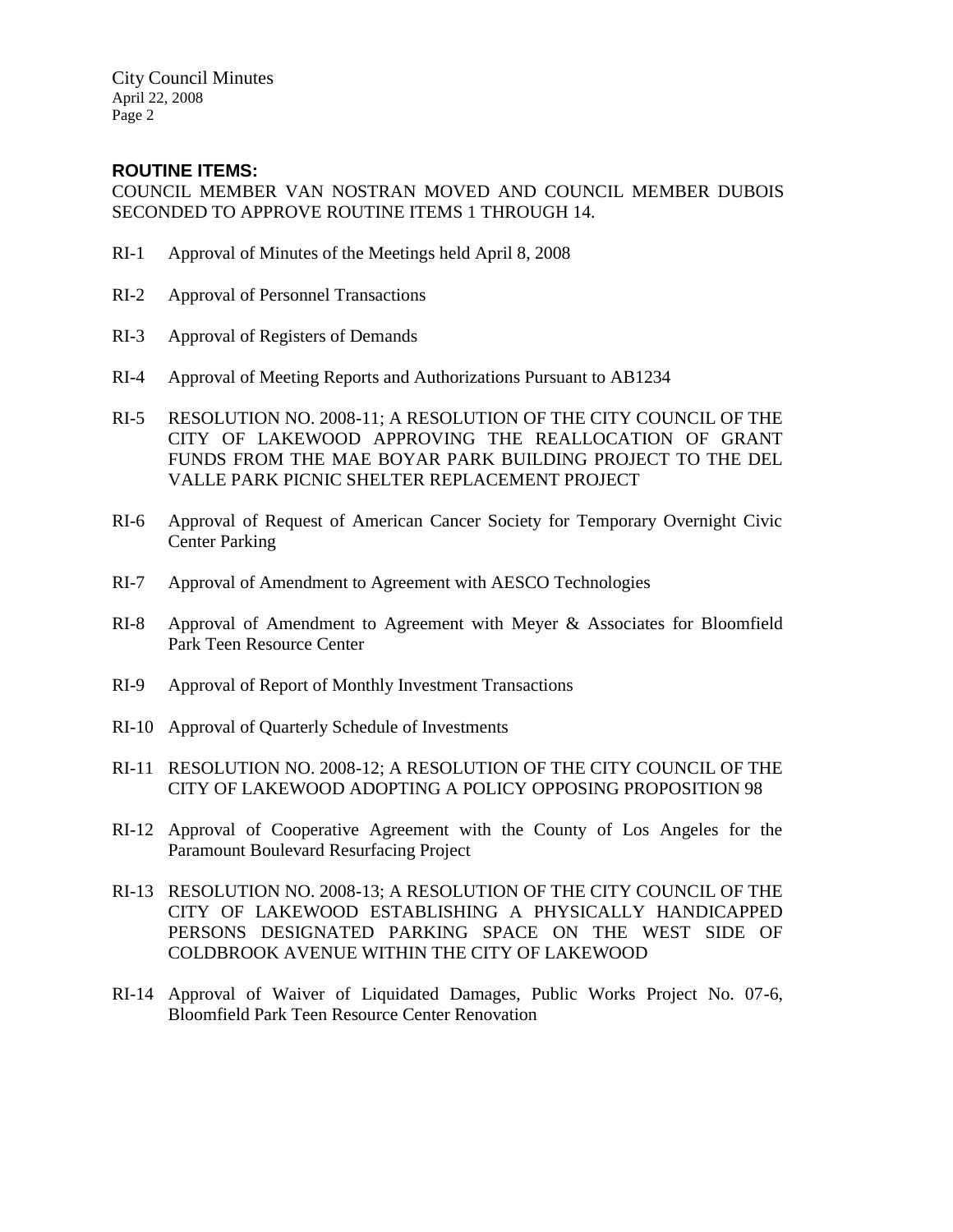## ROUTINE ITEMS:

COUNCIL MEMBER VAN NOSTRAN MOVED AND COUNCIL MEMBER DUBOIS SECONDED TO APPROVE ROUTINE ITEMS 1 THROUGH 14.

RI-1 Approval of Minutes of the Meetings held April 8, 2008

RI-2 Approval of Personnel Transactions

RI-3 Approval of Registers of Demands

RI-4 Approval of Meeting Reports and Authorizations Pursuant to AB1234

RI-5 RESOLUTION NO. 2008-11; A RESOLUTION OF THE CITY COUNCIL OF THE CITY OF LAKEWOOD APPROVING THE REALLOCATION OF GRANT FUNDS FROM THE MAE BOYAR PARK BUILDING PROJECT TO THE DEL VALLE PARK PICNIC SHELTER REPLACEMENT PROJECT

RI-6 Approval of Request of American Cancer Society for Temporary Overnight Civic Center Parking

RI-7 Approval of Amendment to Agreement with AESCO Technologies

RI-8 Approval of Amendment to Agreement with Meyer & Associates for Bloomfield Park Teen Resource Center

RI-9 Approval of Report of Monthly Investment Transactions

RI-10 Approval of Quarterly Schedule of Investments

RI-11 RESOLUTION NO. 2008-12; A RESOLUTION OF THE CITY COUNCIL OF THE CITY OF LAKEWOOD ADOPTING A POLICY OPPOSING PROPOSITION 98

RI-12 Approval of Cooperative Agreement with the County of Los Angeles for the Paramount Boulevard Resurfacing Project

RI-13 RESOLUTION NO. 2008-13; A RESOLUTION OF THE CITY COUNCIL OF THE CITY OF LAKEWOOD ESTABLISHING A PHYSICALLY HANDICAPPED PERSONS DESIGNATED PARKING SPACE ON THE WEST SIDE OF COLDBROOK AVENUE WITHIN THE CITY OF LAKEWOOD

RI-14 Approval of Waiver of Liquidated Damages, Public Works Project No. 07-6, Bloomfield Park Teen Resource Center Renovation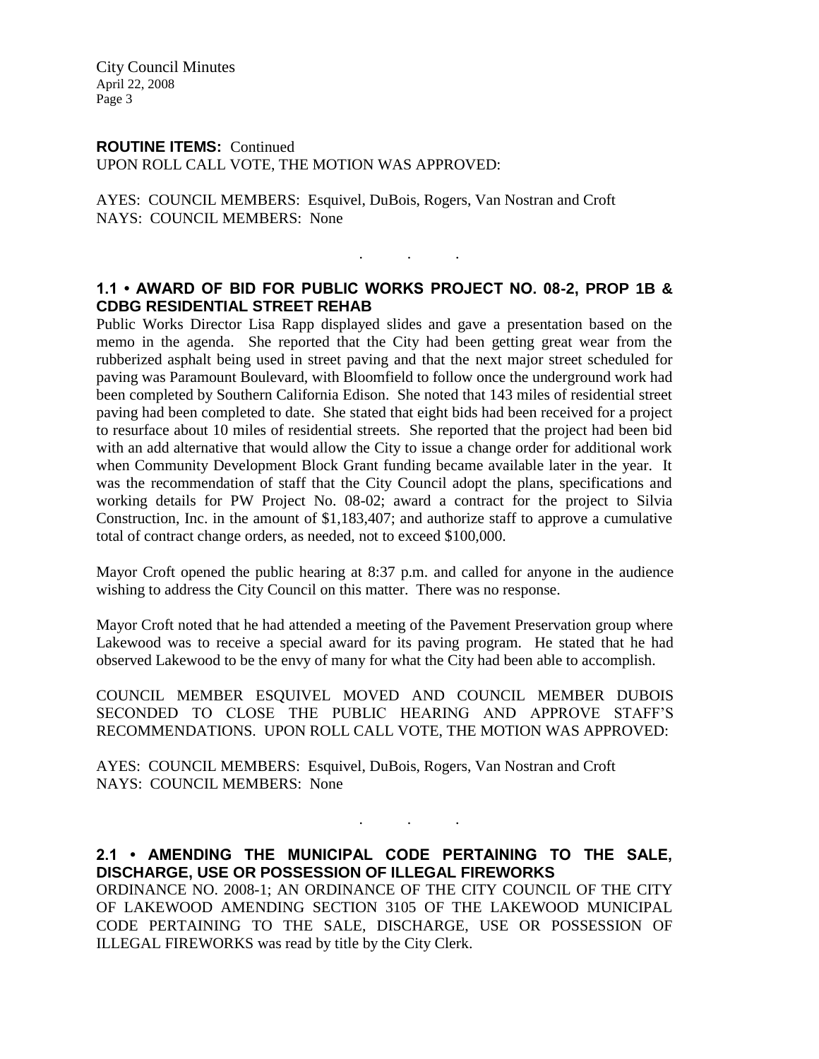**ROUTINE ITEMS:** Continued
UPON ROLL CALL VOTE, THE MOTION WAS APPROVED:

AYES: COUNCIL MEMBERS: Esquivel, DuBois, Rogers, Van Nostran and Croft
NAYS: COUNCIL MEMBERS: None

. . .

### 1.1 • AWARD OF BID FOR PUBLIC WORKS PROJECT NO. 08-2, PROP 1B & CDBG RESIDENTIAL STREET REHAB

Public Works Director Lisa Rapp displayed slides and gave a presentation based on the memo in the agenda. She reported that the City had been getting great wear from the rubberized asphalt being used in street paving and that the next major street scheduled for paving was Paramount Boulevard, with Bloomfield to follow once the underground work had been completed by Southern California Edison. She noted that 143 miles of residential street paving had been completed to date. She stated that eight bids had been received for a project to resurface about 10 miles of residential streets. She reported that the project had been bid with an add alternative that would allow the City to issue a change order for additional work when Community Development Block Grant funding became available later in the year. It was the recommendation of staff that the City Council adopt the plans, specifications and working details for PW Project No. 08-02; award a contract for the project to Silvia Construction, Inc. in the amount of $1,183,407; and authorize staff to approve a cumulative total of contract change orders, as needed, not to exceed $100,000.

Mayor Croft opened the public hearing at 8:37 p.m. and called for anyone in the audience wishing to address the City Council on this matter. There was no response.

Mayor Croft noted that he had attended a meeting of the Pavement Preservation group where Lakewood was to receive a special award for its paving program. He stated that he had observed Lakewood to be the envy of many for what the City had been able to accomplish.

COUNCIL MEMBER ESQUIVEL MOVED AND COUNCIL MEMBER DUBOIS SECONDED TO CLOSE THE PUBLIC HEARING AND APPROVE STAFF'S RECOMMENDATIONS. UPON ROLL CALL VOTE, THE MOTION WAS APPROVED:

AYES: COUNCIL MEMBERS: Esquivel, DuBois, Rogers, Van Nostran and Croft
NAYS: COUNCIL MEMBERS: None

. . .

### 2.1 • AMENDING THE MUNICIPAL CODE PERTAINING TO THE SALE, DISCHARGE, USE OR POSSESSION OF ILLEGAL FIREWORKS

ORDINANCE NO. 2008-1; AN ORDINANCE OF THE CITY COUNCIL OF THE CITY OF LAKEWOOD AMENDING SECTION 3105 OF THE LAKEWOOD MUNICIPAL CODE PERTAINING TO THE SALE, DISCHARGE, USE OR POSSESSION OF ILLEGAL FIREWORKS was read by title by the City Clerk.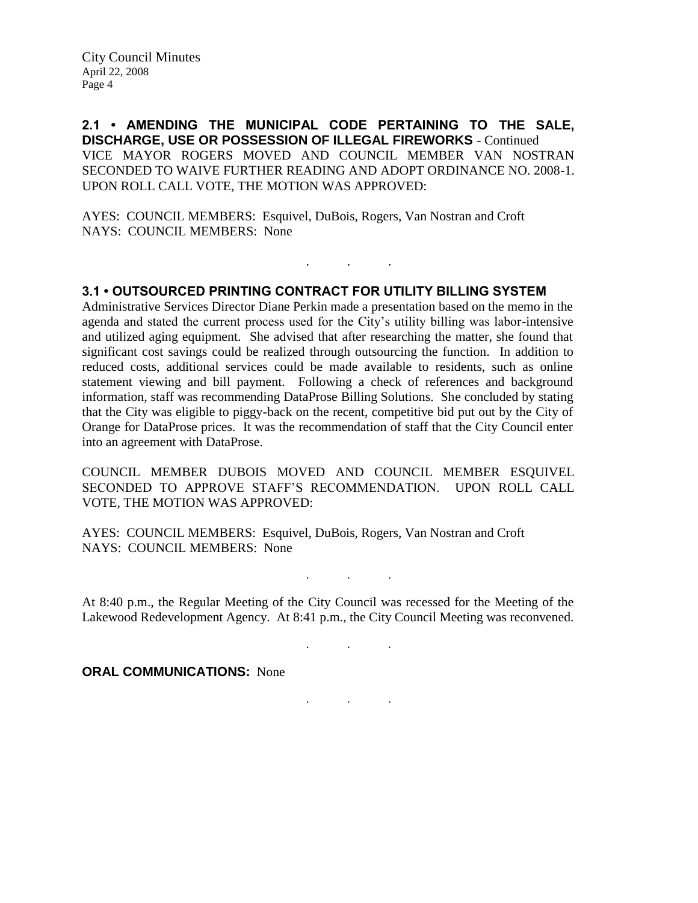**2.1 • AMENDING THE MUNICIPAL CODE PERTAINING TO THE SALE, DISCHARGE, USE OR POSSESSION OF ILLEGAL FIREWORKS** - Continued

VICE MAYOR ROGERS MOVED AND COUNCIL MEMBER VAN NOSTRAN SECONDED TO WAIVE FURTHER READING AND ADOPT ORDINANCE NO. 2008-1. UPON ROLL CALL VOTE, THE MOTION WAS APPROVED:

AYES: COUNCIL MEMBERS: Esquivel, DuBois, Rogers, Van Nostran and Croft
NAYS: COUNCIL MEMBERS: None

. . .

**3.1 • OUTSOURCED PRINTING CONTRACT FOR UTILITY BILLING SYSTEM**

Administrative Services Director Diane Perkin made a presentation based on the memo in the agenda and stated the current process used for the City's utility billing was labor-intensive and utilized aging equipment. She advised that after researching the matter, she found that significant cost savings could be realized through outsourcing the function. In addition to reduced costs, additional services could be made available to residents, such as online statement viewing and bill payment. Following a check of references and background information, staff was recommending DataProse Billing Solutions. She concluded by stating that the City was eligible to piggy-back on the recent, competitive bid put out by the City of Orange for DataProse prices. It was the recommendation of staff that the City Council enter into an agreement with DataProse.

COUNCIL MEMBER DUBOIS MOVED AND COUNCIL MEMBER ESQUIVEL SECONDED TO APPROVE STAFF'S RECOMMENDATION. UPON ROLL CALL VOTE, THE MOTION WAS APPROVED:

AYES: COUNCIL MEMBERS: Esquivel, DuBois, Rogers, Van Nostran and Croft
NAYS: COUNCIL MEMBERS: None

. . .

At 8:40 p.m., the Regular Meeting of the City Council was recessed for the Meeting of the Lakewood Redevelopment Agency. At 8:41 p.m., the City Council Meeting was reconvened.

. . .

**ORAL COMMUNICATIONS:** None

. . .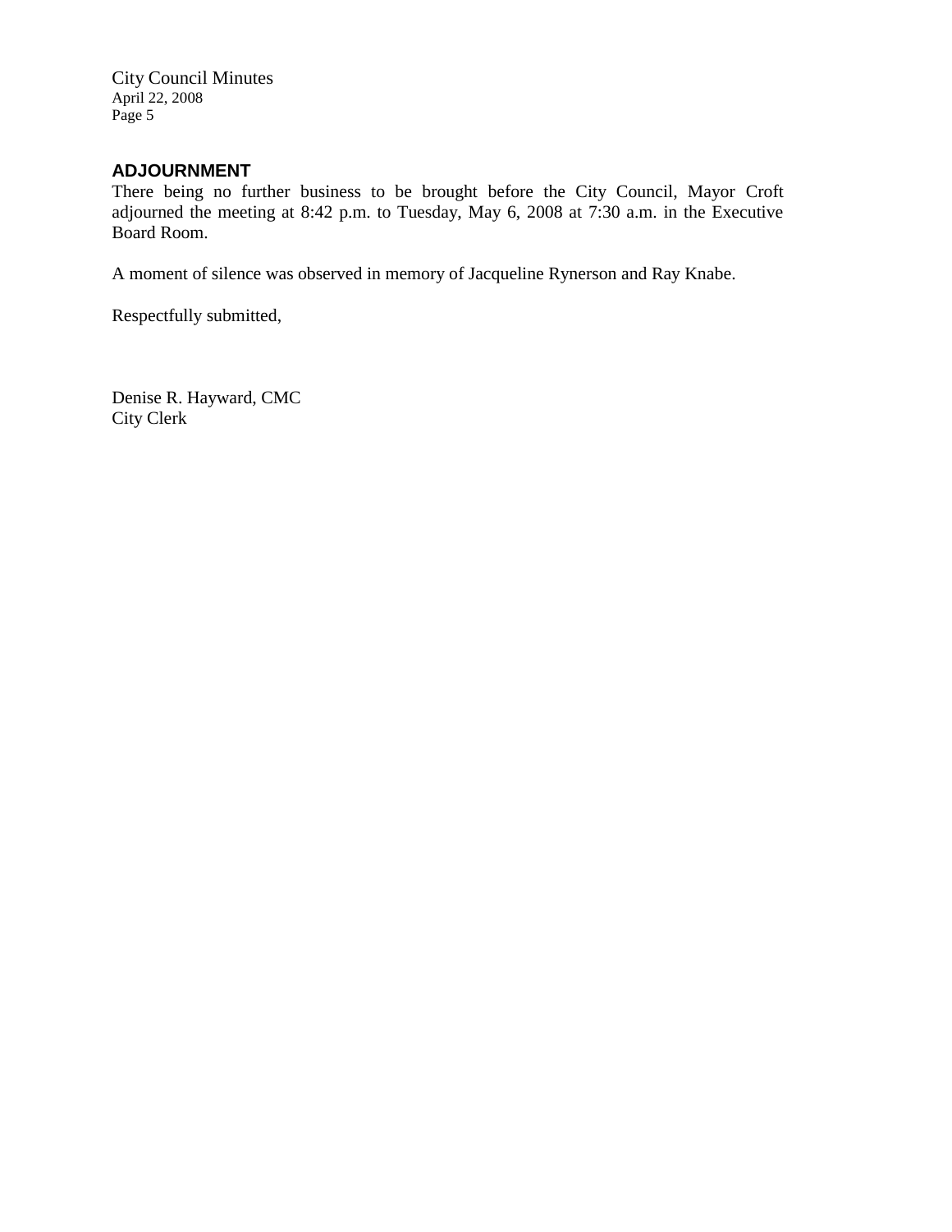## ADJOURNMENT

There being no further business to be brought before the City Council, Mayor Croft adjourned the meeting at 8:42 p.m. to Tuesday, May 6, 2008 at 7:30 a.m. in the Executive Board Room.

A moment of silence was observed in memory of Jacqueline Rynerson and Ray Knabe.

Respectfully submitted,

Denise R. Hayward, CMC
City Clerk